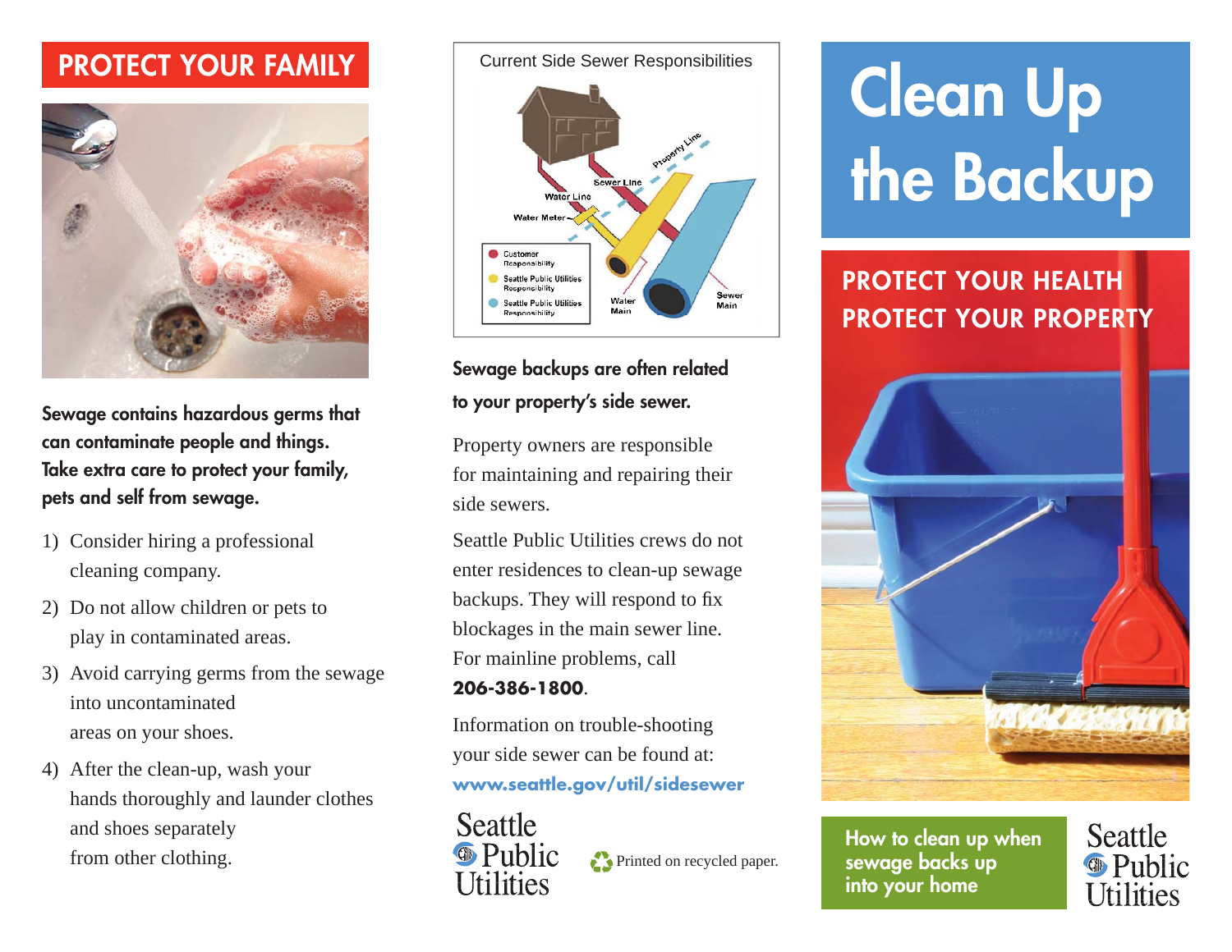# PROTECT YOUR FAMILY

**Sewage contains hazardous germs that can contaminate people and things. Take extra care to protect your family, pets and self from sewage.**

1) Consider hiring a professional cleaning company.
2) Do not allow children or pets to play in contaminated areas.
3) Avoid carrying germs from the sewage into uncontaminated areas on your shoes.
4) After the clean-up, wash your hands thoroughly and launder clothes and shoes separately from other clothing.

Current Side Sewer Responsibilities

Property Line
Sewer Line
Water Line
Water Meter
Water Main
Sewer Main

- Customer Responsibility
- Seattle Public Utilities Responsibility
- Seattle Public Utilities Responsibility

**Sewage backups are often related to your property's side sewer.**

Property owners are responsible for maintaining and repairing their side sewers.

Seattle Public Utilities crews do not enter residences to clean-up sewage backups. They will respond to fix blockages in the main sewer line. For mainline problems, call **206-386-1800**.

Information on trouble-shooting your side sewer can be found at: **www.seattle.gov/util/sidesewer**

Seattle Public Utilities

Printed on recycled paper.

# Clean Up the Backup

## PROTECT YOUR HEALTH
## PROTECT YOUR PROPERTY

**How to clean up when sewage backs up into your home**

Seattle Public Utilities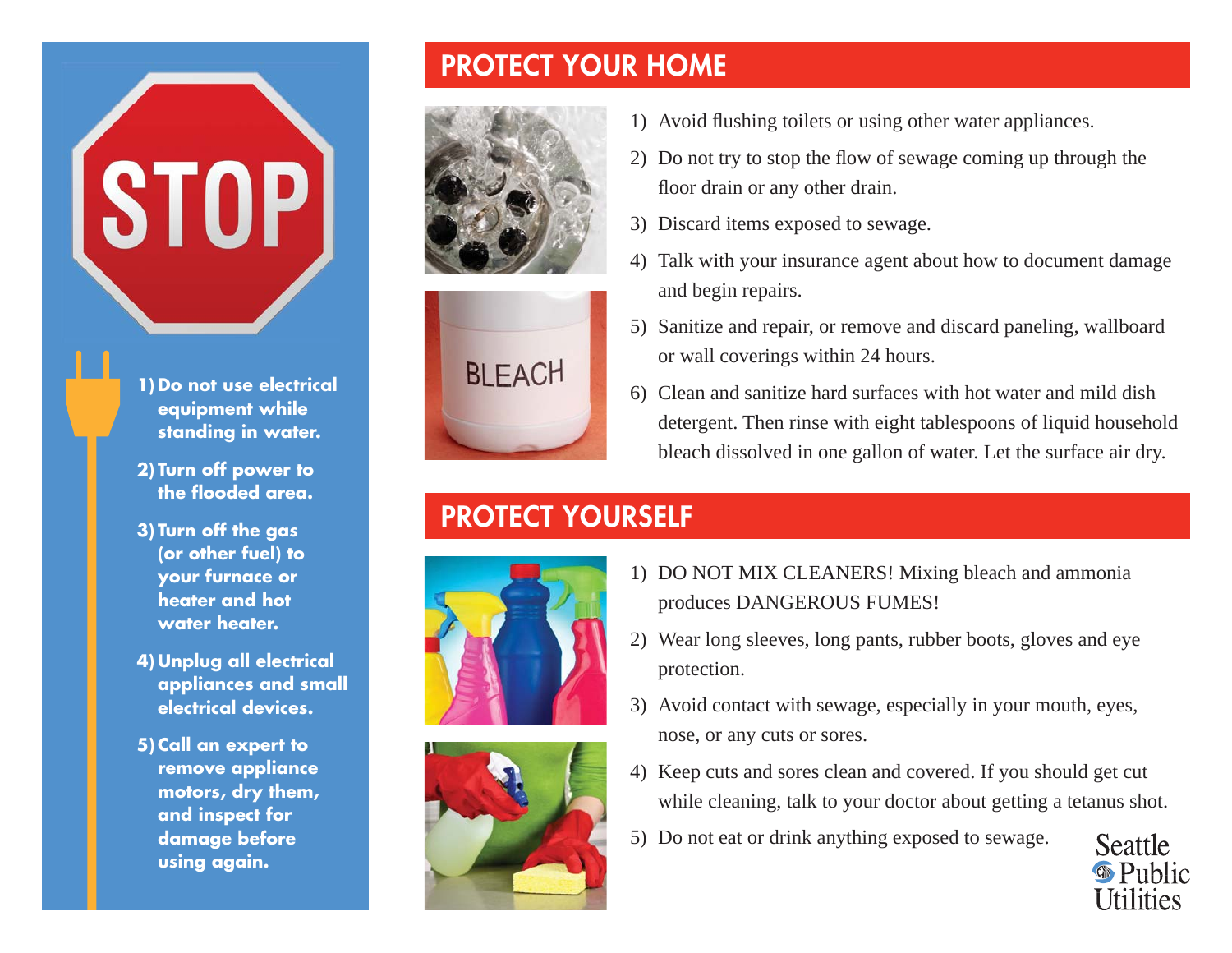STOP

1) Do not use electrical equipment while standing in water.

2) Turn off power to the flooded area.

3) Turn off the gas (or other fuel) to your furnace or heater and hot water heater.

4) Unplug all electrical appliances and small electrical devices.

5) Call an expert to remove appliance motors, dry them, and inspect for damage before using again.

## PROTECT YOUR HOME

1) Avoid flushing toilets or using other water appliances.
2) Do not try to stop the flow of sewage coming up through the floor drain or any other drain.
3) Discard items exposed to sewage.
4) Talk with your insurance agent about how to document damage and begin repairs.
5) Sanitize and repair, or remove and discard paneling, wallboard or wall coverings within 24 hours.
6) Clean and sanitize hard surfaces with hot water and mild dish detergent. Then rinse with eight tablespoons of liquid household bleach dissolved in one gallon of water. Let the surface air dry.

## PROTECT YOURSELF

1) DO NOT MIX CLEANERS! Mixing bleach and ammonia produces DANGEROUS FUMES!
2) Wear long sleeves, long pants, rubber boots, gloves and eye protection.
3) Avoid contact with sewage, especially in your mouth, eyes, nose, or any cuts or sores.
4) Keep cuts and sores clean and covered. If you should get cut while cleaning, talk to your doctor about getting a tetanus shot.
5) Do not eat or drink anything exposed to sewage.

Seattle Public Utilities